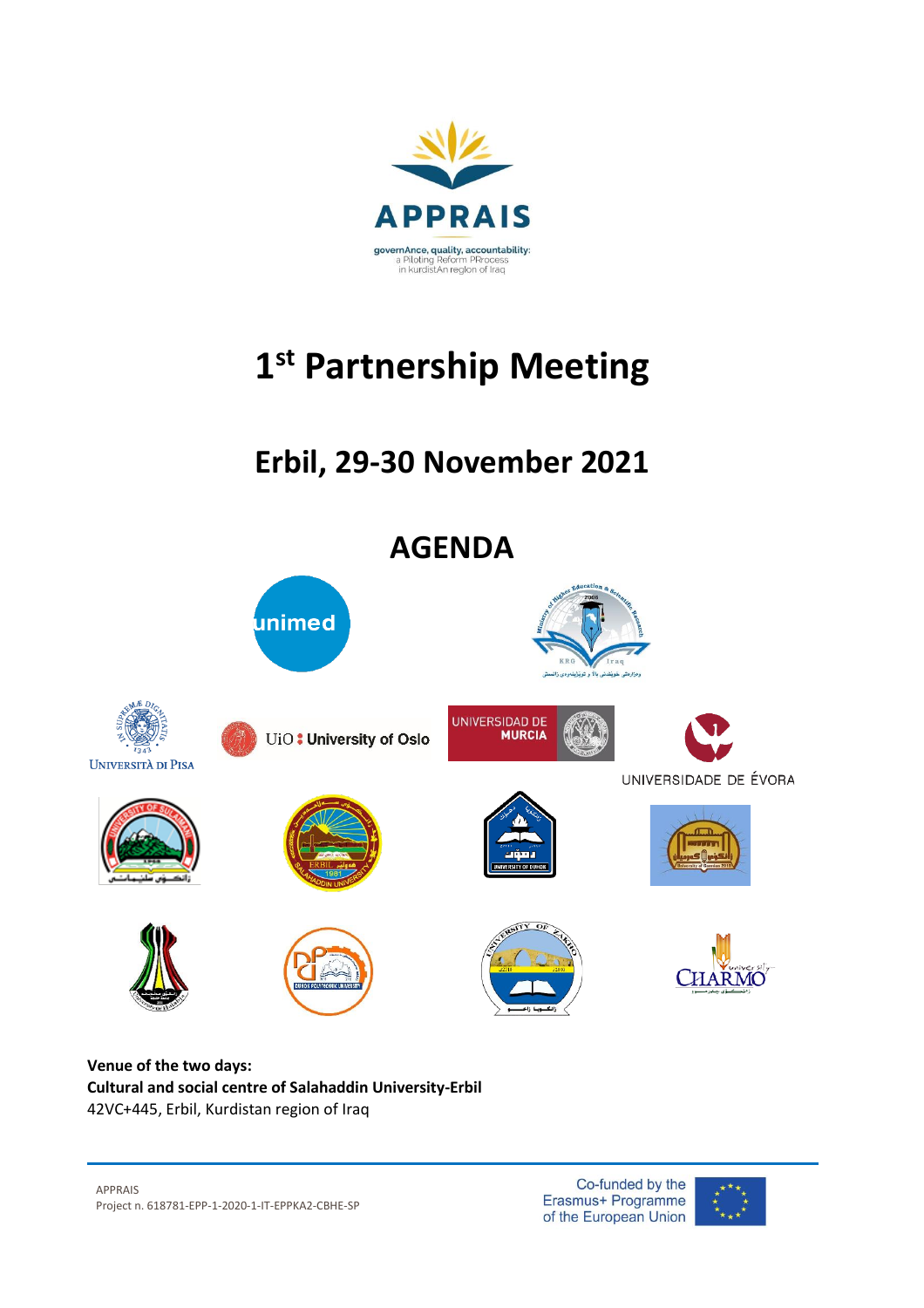APPRAIS

governAnce, quality, accountability: a Piloting Reform PRrocess in kurdistAn region of Iraq

# 1st Partnership Meeting

## Erbil, 29-30 November 2021

## AGENDA

**Venue of the two days:**
**Cultural and social centre of Salahaddin University-Erbil**
42VC+445, Erbil, Kurdistan region of Iraq

APPRAIS
Project n. 618781-EPP-1-2020-1-IT-EPPKA2-CBHE-SP

Co-funded by the Erasmus+ Programme of the European Union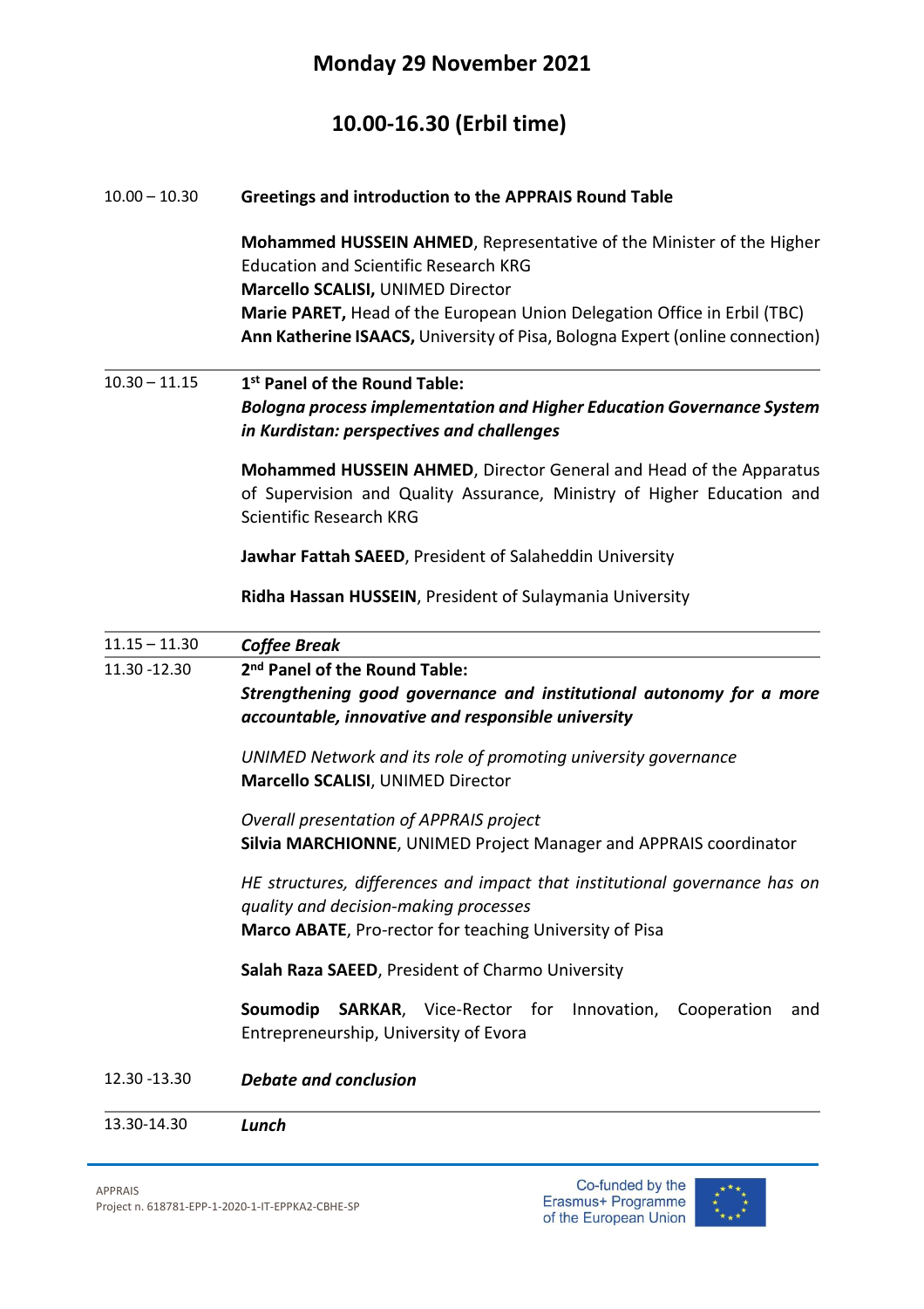## Monday 29 November 2021

## 10.00-16.30 (Erbil time)

| | |
|---|---|
| 10.00 – 10.30 | **Greetings and introduction to the APPRAIS Round Table**<br><br>**Mohammed HUSSEIN AHMED**, Representative of the Minister of the Higher Education and Scientific Research KRG<br>**Marcello SCALISI,** UNIMED Director<br>**Marie PARET,** Head of the European Union Delegation Office in Erbil (TBC)<br>**Ann Katherine ISAACS,** University of Pisa, Bologna Expert (online connection) |
| 10.30 – 11.15 | **1st Panel of the Round Table:**<br>***Bologna process implementation and Higher Education Governance System in Kurdistan: perspectives and challenges***<br><br>**Mohammed HUSSEIN AHMED**, Director General and Head of the Apparatus of Supervision and Quality Assurance, Ministry of Higher Education and Scientific Research KRG<br><br>**Jawhar Fattah SAEED**, President of Salaheddin University<br><br>**Ridha Hassan HUSSEIN**, President of Sulaymania University |
| 11.15 – 11.30 | ***Coffee Break*** |
| 11.30 -12.30 | **2nd Panel of the Round Table:**<br>***Strengthening good governance and institutional autonomy for a more accountable, innovative and responsible university***<br><br>*UNIMED Network and its role of promoting university governance*<br>**Marcello SCALISI**, UNIMED Director<br><br>*Overall presentation of APPRAIS project*<br>**Silvia MARCHIONNE**, UNIMED Project Manager and APPRAIS coordinator<br><br>*HE structures, differences and impact that institutional governance has on quality and decision-making processes*<br>**Marco ABATE**, Pro-rector for teaching University of Pisa<br><br>**Salah Raza SAEED**, President of Charmo University<br><br>**Soumodip SARKAR**, Vice-Rector for Innovation, Cooperation and Entrepreneurship, University of Evora |
| 12.30 -13.30 | ***Debate and conclusion*** |
| 13.30-14.30 | ***Lunch*** |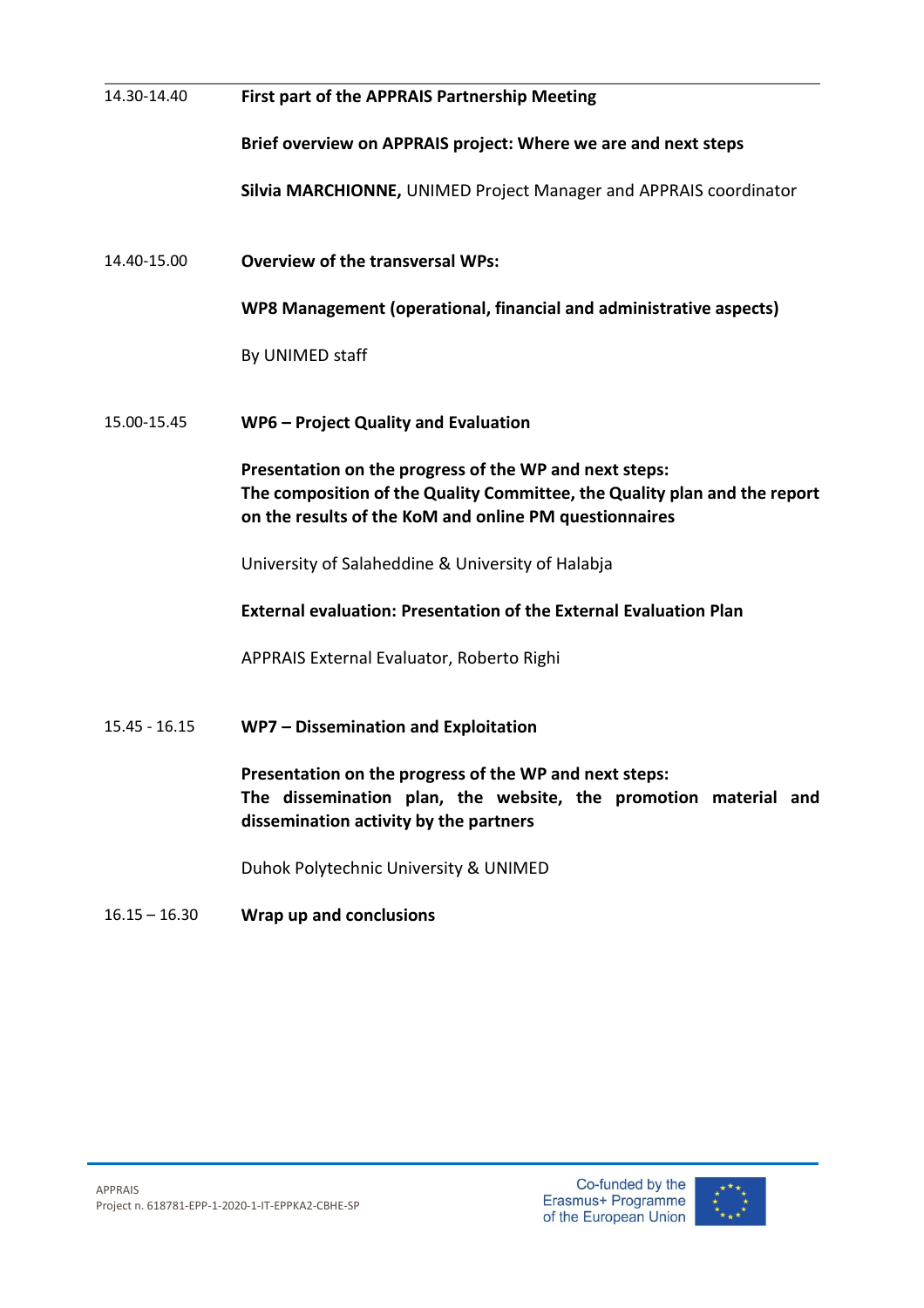| | |
|---|---|
| 14.30-14.40 | **First part of the APPRAIS Partnership Meeting**<br><br>**Brief overview on APPRAIS project: Where we are and next steps**<br><br>**Silvia MARCHIONNE,** UNIMED Project Manager and APPRAIS coordinator |
| 14.40-15.00 | **Overview of the transversal WPs:**<br><br>**WP8 Management (operational, financial and administrative aspects)**<br><br>By UNIMED staff |
| 15.00-15.45 | **WP6 – Project Quality and Evaluation**<br><br>**Presentation on the progress of the WP and next steps: The composition of the Quality Committee, the Quality plan and the report on the results of the KoM and online PM questionnaires**<br><br>University of Salaheddine & University of Halabja<br><br>**External evaluation: Presentation of the External Evaluation Plan**<br><br>APPRAIS External Evaluator, Roberto Righi |
| 15.45 - 16.15 | **WP7 – Dissemination and Exploitation**<br><br>**Presentation on the progress of the WP and next steps: The dissemination plan, the website, the promotion material and dissemination activity by the partners**<br><br>Duhok Polytechnic University & UNIMED |
| 16.15 – 16.30 | **Wrap up and conclusions** |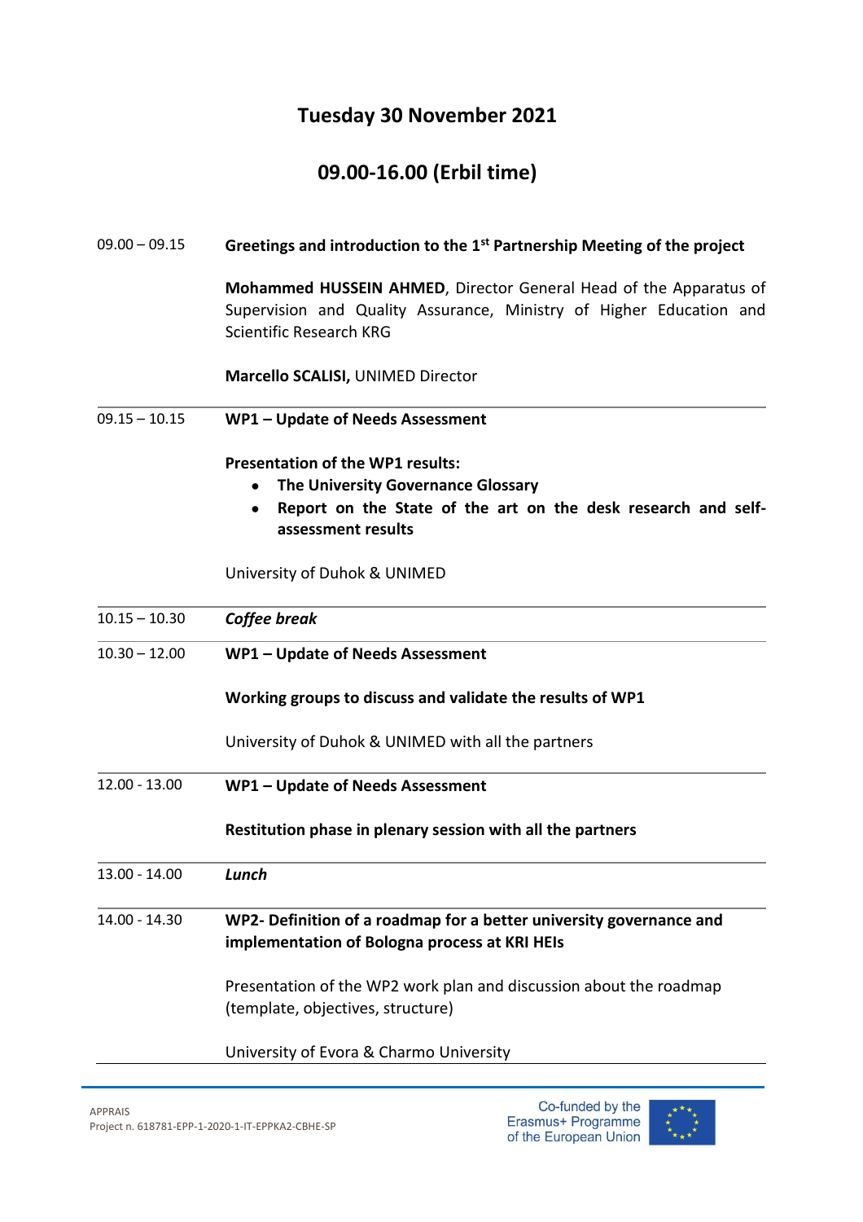## Tuesday 30 November 2021

## 09.00-16.00 (Erbil time)

| | |
|---|---|
| 09.00 – 09.15 | **Greetings and introduction to the 1st Partnership Meeting of the project**<br><br>**Mohammed HUSSEIN AHMED**, Director General Head of the Apparatus of Supervision and Quality Assurance, Ministry of Higher Education and Scientific Research KRG<br><br>**Marcello SCALISI,** UNIMED Director |
| 09.15 – 10.15 | **WP1 – Update of Needs Assessment**<br><br>**Presentation of the WP1 results:**<br>• **The University Governance Glossary**<br>• **Report on the State of the art on the desk research and self-assessment results**<br><br>University of Duhok & UNIMED |
| 10.15 – 10.30 | ***Coffee break*** |
| 10.30 – 12.00 | **WP1 – Update of Needs Assessment**<br><br>**Working groups to discuss and validate the results of WP1**<br><br>University of Duhok & UNIMED with all the partners |
| 12.00 - 13.00 | **WP1 – Update of Needs Assessment**<br><br>**Restitution phase in plenary session with all the partners** |
| 13.00 - 14.00 | ***Lunch*** |
| 14.00 - 14.30 | **WP2- Definition of a roadmap for a better university governance and implementation of Bologna process at KRI HEIs**<br><br>Presentation of the WP2 work plan and discussion about the roadmap (template, objectives, structure)<br><br>University of Evora & Charmo University |

APPRAIS
Project n. 618781-EPP-1-2020-1-IT-EPPKA2-CBHE-SP

Co-funded by the Erasmus+ Programme of the European Union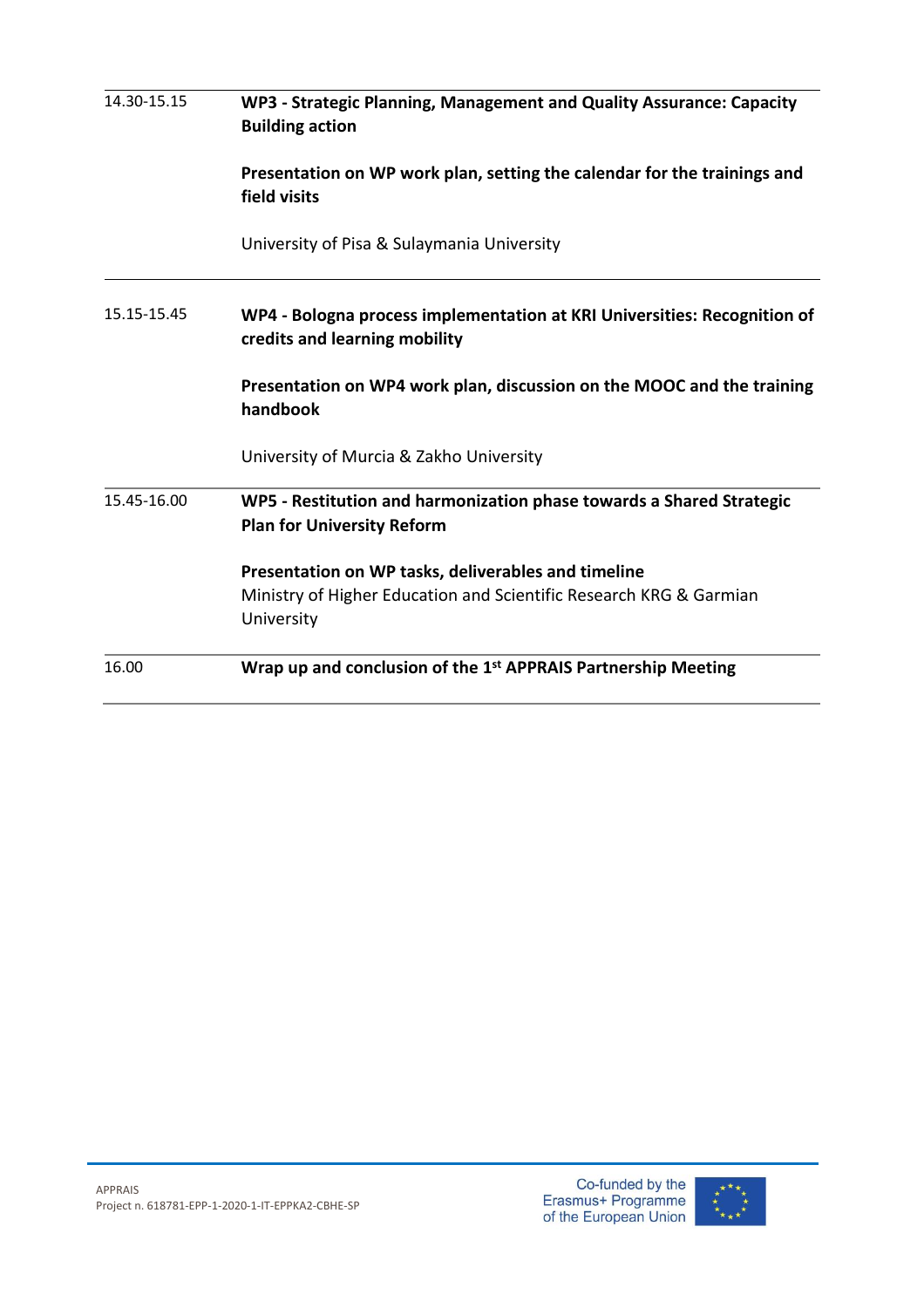| | |
|---|---|
| 14.30-15.15 | **WP3 - Strategic Planning, Management and Quality Assurance: Capacity Building action**<br><br>**Presentation on WP work plan, setting the calendar for the trainings and field visits**<br><br>University of Pisa & Sulaymania University |
| 15.15-15.45 | **WP4 - Bologna process implementation at KRI Universities: Recognition of credits and learning mobility**<br><br>**Presentation on WP4 work plan, discussion on the MOOC and the training handbook**<br><br>University of Murcia & Zakho University |
| 15.45-16.00 | **WP5 - Restitution and harmonization phase towards a Shared Strategic Plan for University Reform**<br><br>**Presentation on WP tasks, deliverables and timeline**<br>Ministry of Higher Education and Scientific Research KRG & Garmian University |
| 16.00 | **Wrap up and conclusion of the 1st APPRAIS Partnership Meeting** |